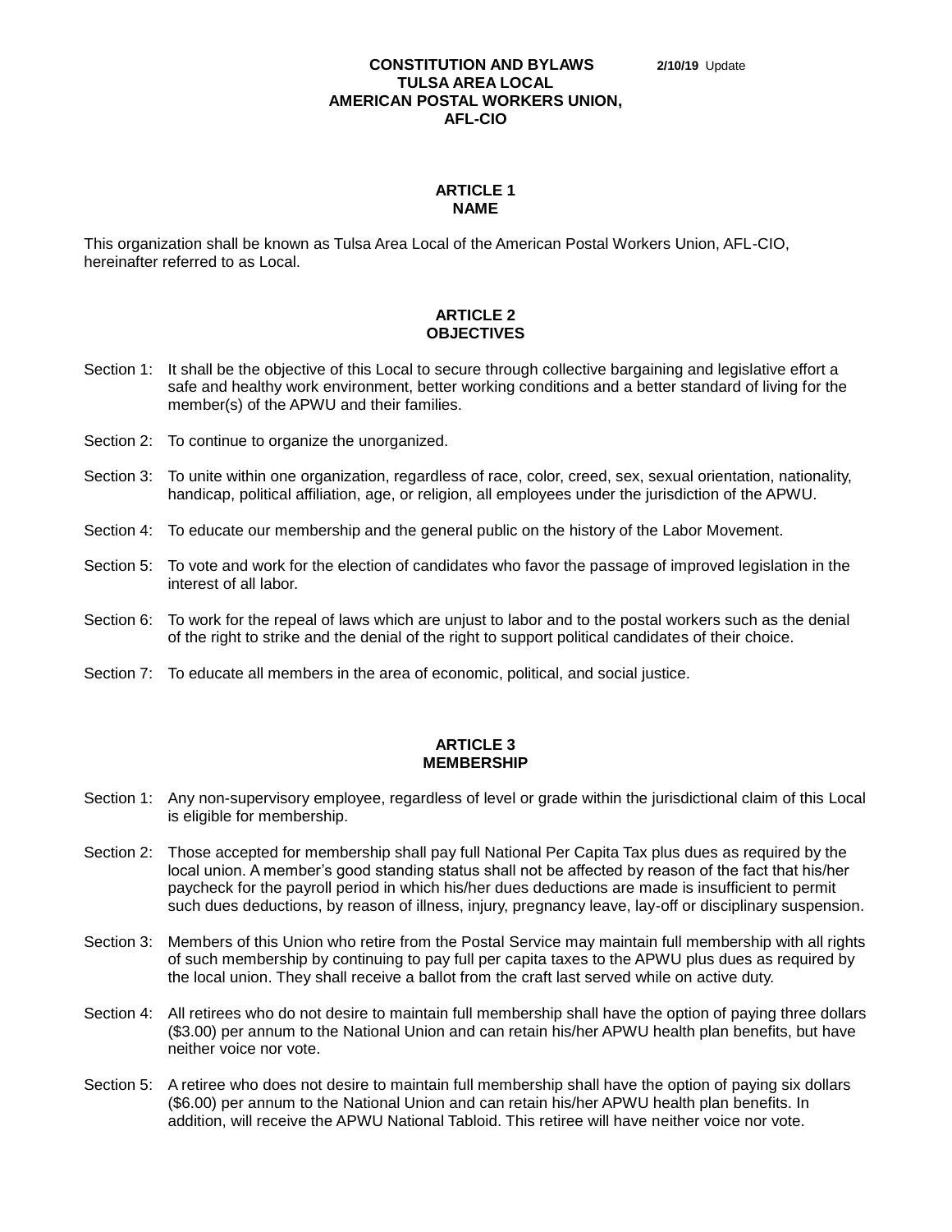**CONSTITUTION AND BYLAWS** **2/10/19** Update

# TULSA AREA LOCAL AMERICAN POSTAL WORKERS UNION, AFL-CIO

## ARTICLE 1 NAME

This organization shall be known as Tulsa Area Local of the American Postal Workers Union, AFL-CIO, hereinafter referred to as Local.

## ARTICLE 2 OBJECTIVES

Section 1: It shall be the objective of this Local to secure through collective bargaining and legislative effort a safe and healthy work environment, better working conditions and a better standard of living for the member(s) of the APWU and their families.

Section 2: To continue to organize the unorganized.

Section 3: To unite within one organization, regardless of race, color, creed, sex, sexual orientation, nationality, handicap, political affiliation, age, or religion, all employees under the jurisdiction of the APWU.

Section 4: To educate our membership and the general public on the history of the Labor Movement.

Section 5: To vote and work for the election of candidates who favor the passage of improved legislation in the interest of all labor.

Section 6: To work for the repeal of laws which are unjust to labor and to the postal workers such as the denial of the right to strike and the denial of the right to support political candidates of their choice.

Section 7: To educate all members in the area of economic, political, and social justice.

## ARTICLE 3 MEMBERSHIP

Section 1: Any non-supervisory employee, regardless of level or grade within the jurisdictional claim of this Local is eligible for membership.

Section 2: Those accepted for membership shall pay full National Per Capita Tax plus dues as required by the local union. A member's good standing status shall not be affected by reason of the fact that his/her paycheck for the payroll period in which his/her dues deductions are made is insufficient to permit such dues deductions, by reason of illness, injury, pregnancy leave, lay-off or disciplinary suspension.

Section 3: Members of this Union who retire from the Postal Service may maintain full membership with all rights of such membership by continuing to pay full per capita taxes to the APWU plus dues as required by the local union. They shall receive a ballot from the craft last served while on active duty.

Section 4: All retirees who do not desire to maintain full membership shall have the option of paying three dollars ($3.00) per annum to the National Union and can retain his/her APWU health plan benefits, but have neither voice nor vote.

Section 5: A retiree who does not desire to maintain full membership shall have the option of paying six dollars ($6.00) per annum to the National Union and can retain his/her APWU health plan benefits. In addition, will receive the APWU National Tabloid. This retiree will have neither voice nor vote.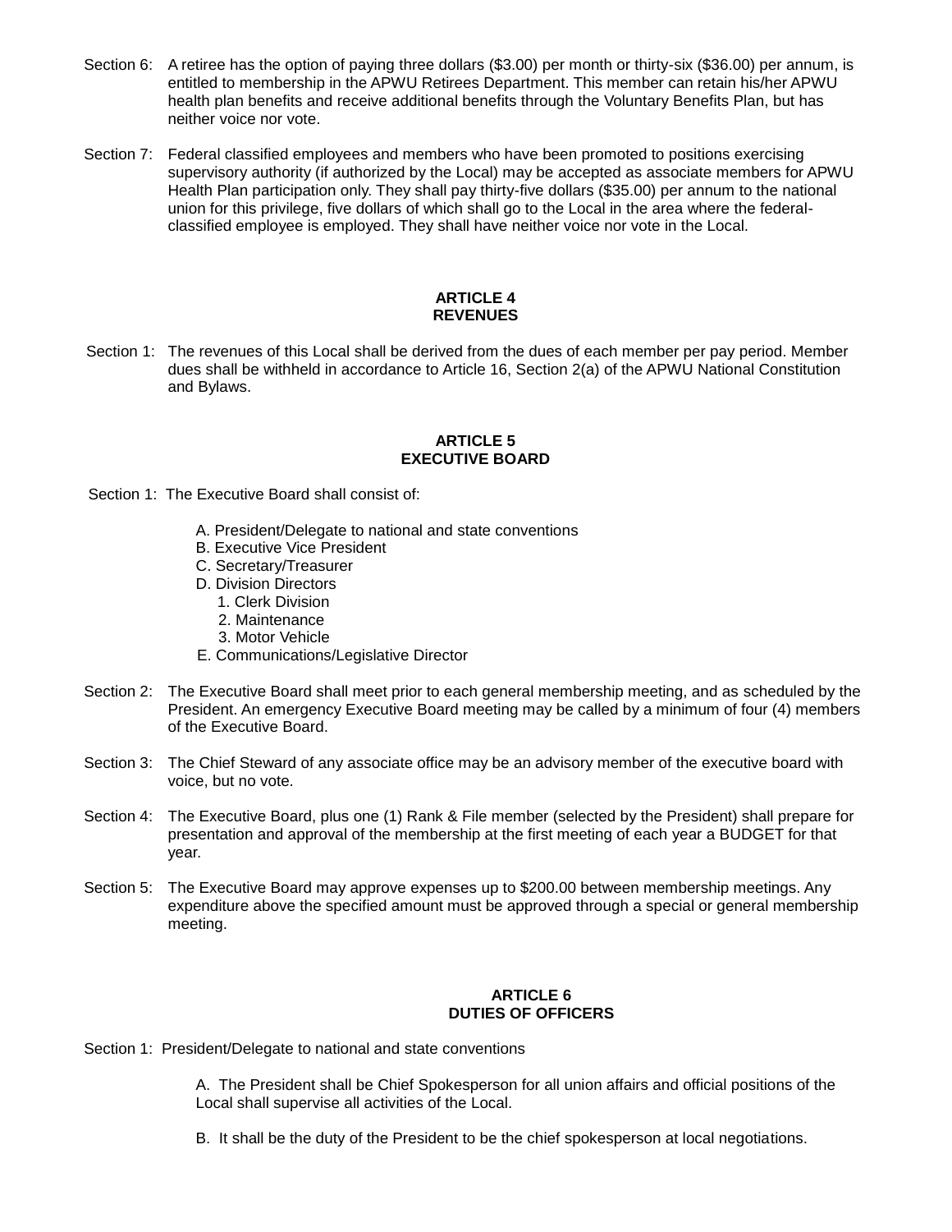Section 6: A retiree has the option of paying three dollars ($3.00) per month or thirty-six ($36.00) per annum, is entitled to membership in the APWU Retirees Department. This member can retain his/her APWU health plan benefits and receive additional benefits through the Voluntary Benefits Plan, but has neither voice nor vote.

Section 7: Federal classified employees and members who have been promoted to positions exercising supervisory authority (if authorized by the Local) may be accepted as associate members for APWU Health Plan participation only. They shall pay thirty-five dollars ($35.00) per annum to the national union for this privilege, five dollars of which shall go to the Local in the area where the federal-classified employee is employed. They shall have neither voice nor vote in the Local.

## ARTICLE 4
## REVENUES

Section 1: The revenues of this Local shall be derived from the dues of each member per pay period. Member dues shall be withheld in accordance to Article 16, Section 2(a) of the APWU National Constitution and Bylaws.

## ARTICLE 5
## EXECUTIVE BOARD

Section 1: The Executive Board shall consist of:

A. President/Delegate to national and state conventions
B. Executive Vice President
C. Secretary/Treasurer
D. Division Directors
   1. Clerk Division
   2. Maintenance
   3. Motor Vehicle
E. Communications/Legislative Director

Section 2: The Executive Board shall meet prior to each general membership meeting, and as scheduled by the President. An emergency Executive Board meeting may be called by a minimum of four (4) members of the Executive Board.

Section 3: The Chief Steward of any associate office may be an advisory member of the executive board with voice, but no vote.

Section 4: The Executive Board, plus one (1) Rank & File member (selected by the President) shall prepare for presentation and approval of the membership at the first meeting of each year a BUDGET for that year.

Section 5: The Executive Board may approve expenses up to $200.00 between membership meetings. Any expenditure above the specified amount must be approved through a special or general membership meeting.

## ARTICLE 6
## DUTIES OF OFFICERS

Section 1: President/Delegate to national and state conventions

A. The President shall be Chief Spokesperson for all union affairs and official positions of the Local shall supervise all activities of the Local.

B. It shall be the duty of the President to be the chief spokesperson at local negotiations.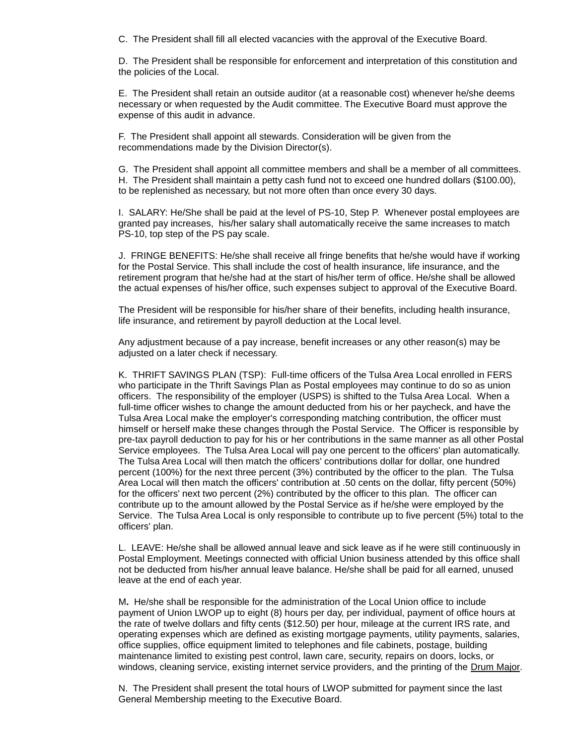C. The President shall fill all elected vacancies with the approval of the Executive Board.

D. The President shall be responsible for enforcement and interpretation of this constitution and the policies of the Local.

E. The President shall retain an outside auditor (at a reasonable cost) whenever he/she deems necessary or when requested by the Audit committee. The Executive Board must approve the expense of this audit in advance.

F. The President shall appoint all stewards. Consideration will be given from the recommendations made by the Division Director(s).

G. The President shall appoint all committee members and shall be a member of all committees.
H. The President shall maintain a petty cash fund not to exceed one hundred dollars ($100.00), to be replenished as necessary, but not more often than once every 30 days.

I. SALARY: He/She shall be paid at the level of PS-10, Step P. Whenever postal employees are granted pay increases, his/her salary shall automatically receive the same increases to match PS-10, top step of the PS pay scale.

J. FRINGE BENEFITS: He/she shall receive all fringe benefits that he/she would have if working for the Postal Service. This shall include the cost of health insurance, life insurance, and the retirement program that he/she had at the start of his/her term of office. He/she shall be allowed the actual expenses of his/her office, such expenses subject to approval of the Executive Board.

The President will be responsible for his/her share of their benefits, including health insurance, life insurance, and retirement by payroll deduction at the Local level.

Any adjustment because of a pay increase, benefit increases or any other reason(s) may be adjusted on a later check if necessary.

K. THRIFT SAVINGS PLAN (TSP): Full-time officers of the Tulsa Area Local enrolled in FERS who participate in the Thrift Savings Plan as Postal employees may continue to do so as union officers. The responsibility of the employer (USPS) is shifted to the Tulsa Area Local. When a full-time officer wishes to change the amount deducted from his or her paycheck, and have the Tulsa Area Local make the employer's corresponding matching contribution, the officer must himself or herself make these changes through the Postal Service. The Officer is responsible by pre-tax payroll deduction to pay for his or her contributions in the same manner as all other Postal Service employees. The Tulsa Area Local will pay one percent to the officers' plan automatically. The Tulsa Area Local will then match the officers' contributions dollar for dollar, one hundred percent (100%) for the next three percent (3%) contributed by the officer to the plan. The Tulsa Area Local will then match the officers' contribution at .50 cents on the dollar, fifty percent (50%) for the officers' next two percent (2%) contributed by the officer to this plan. The officer can contribute up to the amount allowed by the Postal Service as if he/she were employed by the Service. The Tulsa Area Local is only responsible to contribute up to five percent (5%) total to the officers' plan.

L. LEAVE: He/she shall be allowed annual leave and sick leave as if he were still continuously in Postal Employment. Meetings connected with official Union business attended by this office shall not be deducted from his/her annual leave balance. He/she shall be paid for all earned, unused leave at the end of each year.

M**.** He/she shall be responsible for the administration of the Local Union office to include payment of Union LWOP up to eight (8) hours per day, per individual, payment of office hours at the rate of twelve dollars and fifty cents ($12.50) per hour, mileage at the current IRS rate, and operating expenses which are defined as existing mortgage payments, utility payments, salaries, office supplies, office equipment limited to telephones and file cabinets, postage, building maintenance limited to existing pest control, lawn care, security, repairs on doors, locks, or windows, cleaning service, existing internet service providers, and the printing of the <u>Drum Major</u>.

N. The President shall present the total hours of LWOP submitted for payment since the last General Membership meeting to the Executive Board.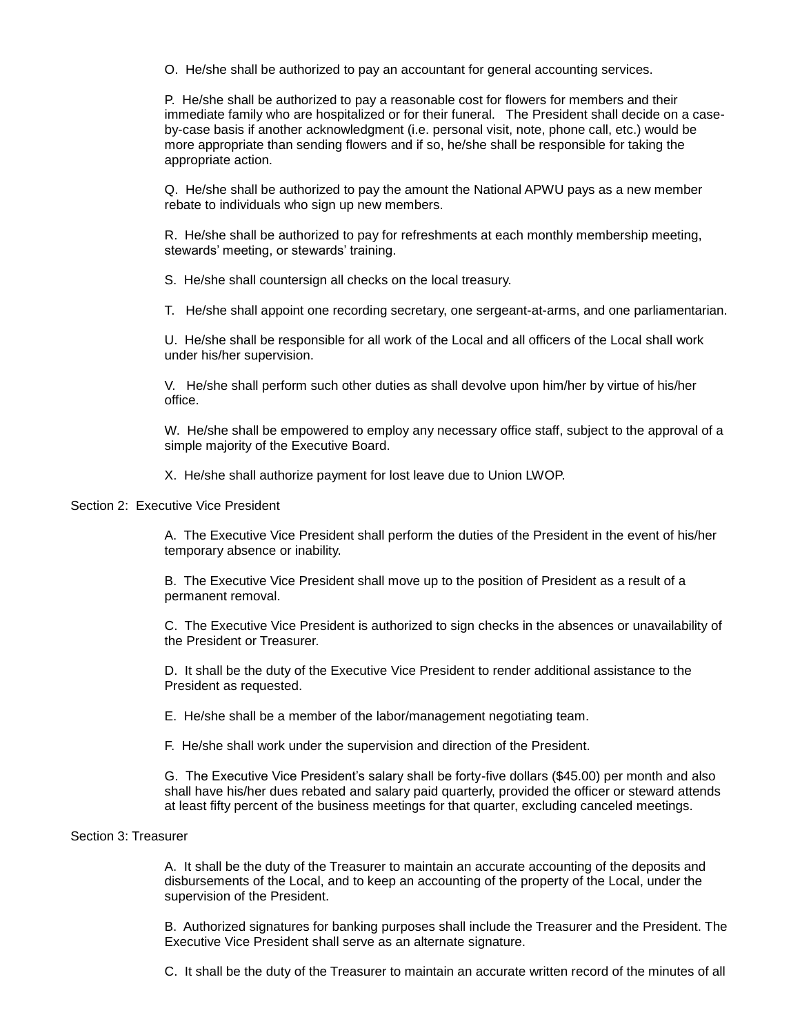O. He/she shall be authorized to pay an accountant for general accounting services.

P. He/she shall be authorized to pay a reasonable cost for flowers for members and their immediate family who are hospitalized or for their funeral. The President shall decide on a case-by-case basis if another acknowledgment (i.e. personal visit, note, phone call, etc.) would be more appropriate than sending flowers and if so, he/she shall be responsible for taking the appropriate action.

Q. He/she shall be authorized to pay the amount the National APWU pays as a new member rebate to individuals who sign up new members.

R. He/she shall be authorized to pay for refreshments at each monthly membership meeting, stewards' meeting, or stewards' training.

S. He/she shall countersign all checks on the local treasury.

T. He/she shall appoint one recording secretary, one sergeant-at-arms, and one parliamentarian.

U. He/she shall be responsible for all work of the Local and all officers of the Local shall work under his/her supervision.

V. He/she shall perform such other duties as shall devolve upon him/her by virtue of his/her office.

W. He/she shall be empowered to employ any necessary office staff, subject to the approval of a simple majority of the Executive Board.

X. He/she shall authorize payment for lost leave due to Union LWOP.

Section 2: Executive Vice President

A. The Executive Vice President shall perform the duties of the President in the event of his/her temporary absence or inability.

B. The Executive Vice President shall move up to the position of President as a result of a permanent removal.

C. The Executive Vice President is authorized to sign checks in the absences or unavailability of the President or Treasurer.

D. It shall be the duty of the Executive Vice President to render additional assistance to the President as requested.

E. He/she shall be a member of the labor/management negotiating team.

F. He/she shall work under the supervision and direction of the President.

G. The Executive Vice President's salary shall be forty-five dollars ($45.00) per month and also shall have his/her dues rebated and salary paid quarterly, provided the officer or steward attends at least fifty percent of the business meetings for that quarter, excluding canceled meetings.

Section 3: Treasurer

A. It shall be the duty of the Treasurer to maintain an accurate accounting of the deposits and disbursements of the Local, and to keep an accounting of the property of the Local, under the supervision of the President.

B. Authorized signatures for banking purposes shall include the Treasurer and the President. The Executive Vice President shall serve as an alternate signature.

C. It shall be the duty of the Treasurer to maintain an accurate written record of the minutes of all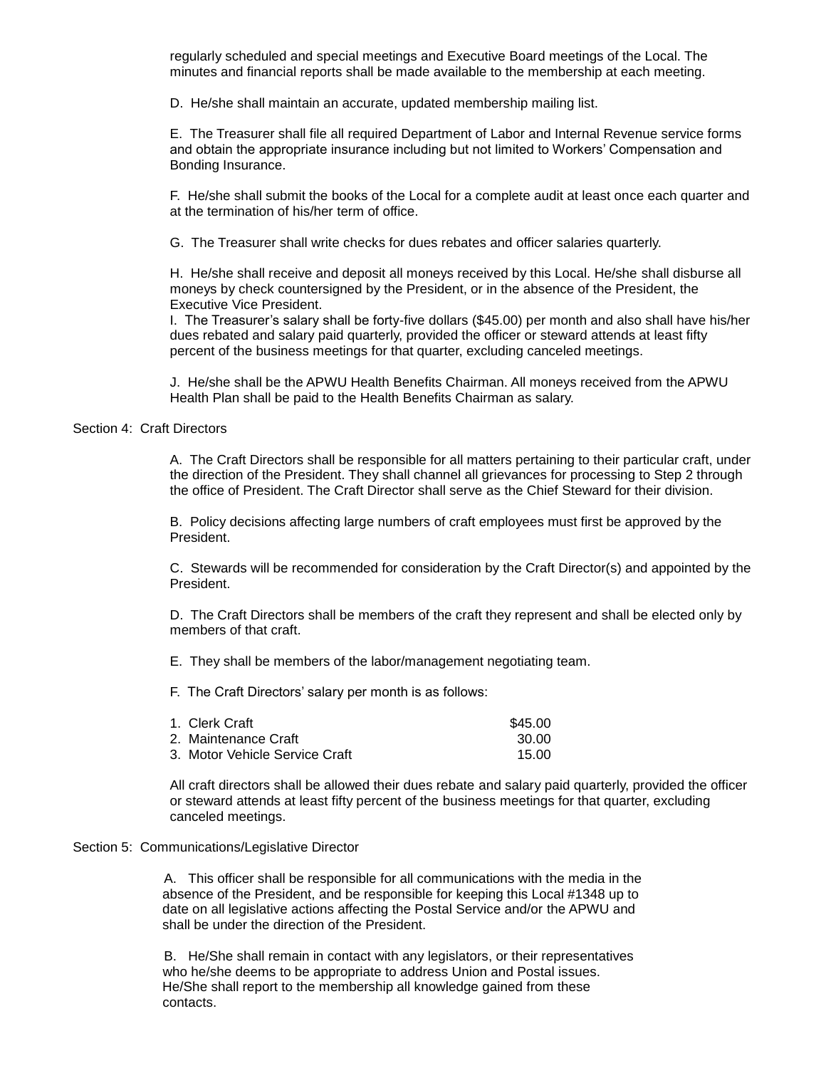regularly scheduled and special meetings and Executive Board meetings of the Local. The minutes and financial reports shall be made available to the membership at each meeting.

D. He/she shall maintain an accurate, updated membership mailing list.

E. The Treasurer shall file all required Department of Labor and Internal Revenue service forms and obtain the appropriate insurance including but not limited to Workers' Compensation and Bonding Insurance.

F. He/she shall submit the books of the Local for a complete audit at least once each quarter and at the termination of his/her term of office.

G. The Treasurer shall write checks for dues rebates and officer salaries quarterly.

H. He/she shall receive and deposit all moneys received by this Local. He/she shall disburse all moneys by check countersigned by the President, or in the absence of the President, the Executive Vice President.

I. The Treasurer's salary shall be forty-five dollars ($45.00) per month and also shall have his/her dues rebated and salary paid quarterly, provided the officer or steward attends at least fifty percent of the business meetings for that quarter, excluding canceled meetings.

J. He/she shall be the APWU Health Benefits Chairman. All moneys received from the APWU Health Plan shall be paid to the Health Benefits Chairman as salary.

Section 4: Craft Directors

A. The Craft Directors shall be responsible for all matters pertaining to their particular craft, under the direction of the President. They shall channel all grievances for processing to Step 2 through the office of President. The Craft Director shall serve as the Chief Steward for their division.

B. Policy decisions affecting large numbers of craft employees must first be approved by the President.

C. Stewards will be recommended for consideration by the Craft Director(s) and appointed by the President.

D. The Craft Directors shall be members of the craft they represent and shall be elected only by members of that craft.

E. They shall be members of the labor/management negotiating team.

F. The Craft Directors' salary per month is as follows:

| | |
|---|---|
| 1. Clerk Craft | $45.00 |
| 2. Maintenance Craft | 30.00 |
| 3. Motor Vehicle Service Craft | 15.00 |

All craft directors shall be allowed their dues rebate and salary paid quarterly, provided the officer or steward attends at least fifty percent of the business meetings for that quarter, excluding canceled meetings.

Section 5: Communications/Legislative Director

A. This officer shall be responsible for all communications with the media in the absence of the President, and be responsible for keeping this Local #1348 up to date on all legislative actions affecting the Postal Service and/or the APWU and shall be under the direction of the President.

B. He/She shall remain in contact with any legislators, or their representatives who he/she deems to be appropriate to address Union and Postal issues. He/She shall report to the membership all knowledge gained from these contacts.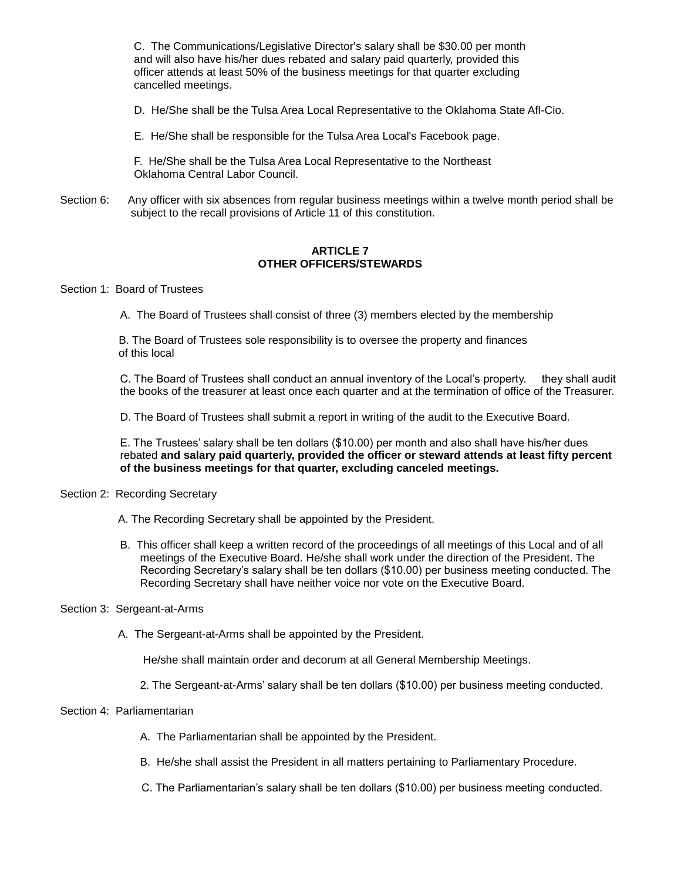C. The Communications/Legislative Director's salary shall be $30.00 per month and will also have his/her dues rebated and salary paid quarterly, provided this officer attends at least 50% of the business meetings for that quarter excluding cancelled meetings.

D. He/She shall be the Tulsa Area Local Representative to the Oklahoma State Afl-Cio.

E. He/She shall be responsible for the Tulsa Area Local's Facebook page.

F. He/She shall be the Tulsa Area Local Representative to the Northeast Oklahoma Central Labor Council.

Section 6: Any officer with six absences from regular business meetings within a twelve month period shall be subject to the recall provisions of Article 11 of this constitution.

## ARTICLE 7
## OTHER OFFICERS/STEWARDS

Section 1: Board of Trustees

A. The Board of Trustees shall consist of three (3) members elected by the membership

B. The Board of Trustees sole responsibility is to oversee the property and finances of this local

C. The Board of Trustees shall conduct an annual inventory of the Local's property. they shall audit the books of the treasurer at least once each quarter and at the termination of office of the Treasurer.

D. The Board of Trustees shall submit a report in writing of the audit to the Executive Board.

E. The Trustees' salary shall be ten dollars ($10.00) per month and also shall have his/her dues rebated **and salary paid quarterly, provided the officer or steward attends at least fifty percent of the business meetings for that quarter, excluding canceled meetings.**

Section 2: Recording Secretary

A. The Recording Secretary shall be appointed by the President.

B. This officer shall keep a written record of the proceedings of all meetings of this Local and of all meetings of the Executive Board. He/she shall work under the direction of the President. The Recording Secretary's salary shall be ten dollars ($10.00) per business meeting conducted. The Recording Secretary shall have neither voice nor vote on the Executive Board.

Section 3: Sergeant-at-Arms

A. The Sergeant-at-Arms shall be appointed by the President.

He/she shall maintain order and decorum at all General Membership Meetings.

2. The Sergeant-at-Arms' salary shall be ten dollars ($10.00) per business meeting conducted.

Section 4: Parliamentarian

A. The Parliamentarian shall be appointed by the President.

B. He/she shall assist the President in all matters pertaining to Parliamentary Procedure.

C. The Parliamentarian's salary shall be ten dollars ($10.00) per business meeting conducted.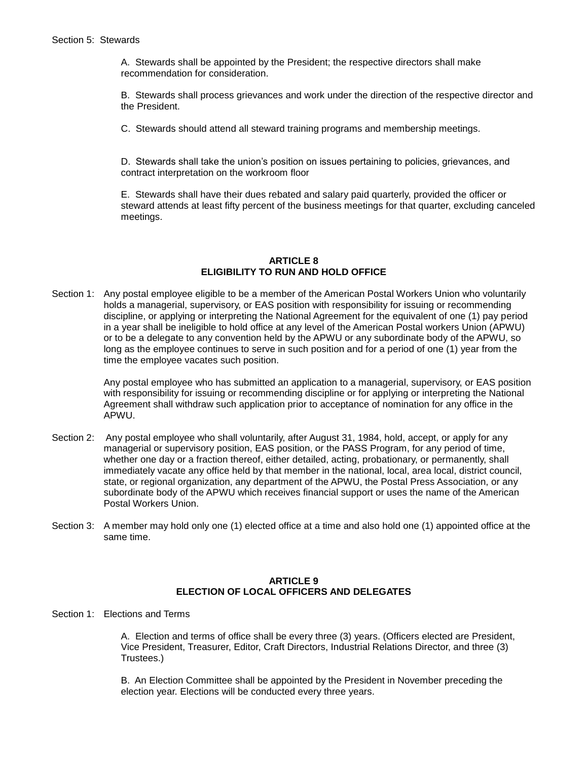Section 5: Stewards

A. Stewards shall be appointed by the President; the respective directors shall make recommendation for consideration.

B. Stewards shall process grievances and work under the direction of the respective director and the President.

C. Stewards should attend all steward training programs and membership meetings.

D. Stewards shall take the union's position on issues pertaining to policies, grievances, and contract interpretation on the workroom floor

E. Stewards shall have their dues rebated and salary paid quarterly, provided the officer or steward attends at least fifty percent of the business meetings for that quarter, excluding canceled meetings.

## ARTICLE 8
## ELIGIBILITY TO RUN AND HOLD OFFICE

Section 1: Any postal employee eligible to be a member of the American Postal Workers Union who voluntarily holds a managerial, supervisory, or EAS position with responsibility for issuing or recommending discipline, or applying or interpreting the National Agreement for the equivalent of one (1) pay period in a year shall be ineligible to hold office at any level of the American Postal workers Union (APWU) or to be a delegate to any convention held by the APWU or any subordinate body of the APWU, so long as the employee continues to serve in such position and for a period of one (1) year from the time the employee vacates such position.

Any postal employee who has submitted an application to a managerial, supervisory, or EAS position with responsibility for issuing or recommending discipline or for applying or interpreting the National Agreement shall withdraw such application prior to acceptance of nomination for any office in the APWU.

Section 2: Any postal employee who shall voluntarily, after August 31, 1984, hold, accept, or apply for any managerial or supervisory position, EAS position, or the PASS Program, for any period of time, whether one day or a fraction thereof, either detailed, acting, probationary, or permanently, shall immediately vacate any office held by that member in the national, local, area local, district council, state, or regional organization, any department of the APWU, the Postal Press Association, or any subordinate body of the APWU which receives financial support or uses the name of the American Postal Workers Union.

Section 3: A member may hold only one (1) elected office at a time and also hold one (1) appointed office at the same time.

## ARTICLE 9
## ELECTION OF LOCAL OFFICERS AND DELEGATES

Section 1: Elections and Terms

A. Election and terms of office shall be every three (3) years. (Officers elected are President, Vice President, Treasurer, Editor, Craft Directors, Industrial Relations Director, and three (3) Trustees.)

B. An Election Committee shall be appointed by the President in November preceding the election year. Elections will be conducted every three years.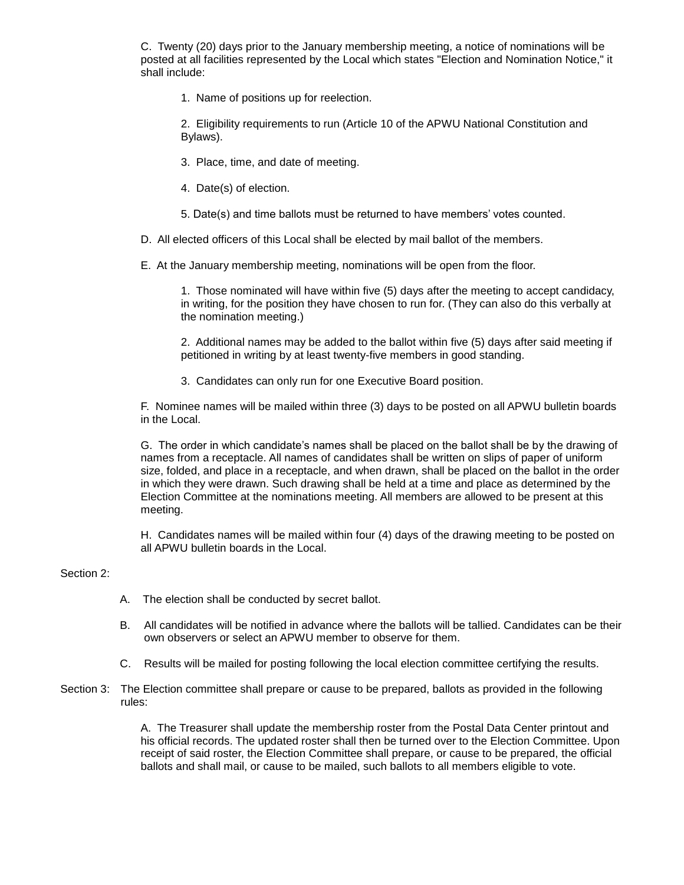C. Twenty (20) days prior to the January membership meeting, a notice of nominations will be posted at all facilities represented by the Local which states "Election and Nomination Notice," it shall include:

1. Name of positions up for reelection.

2. Eligibility requirements to run (Article 10 of the APWU National Constitution and Bylaws).

3. Place, time, and date of meeting.

4. Date(s) of election.

5. Date(s) and time ballots must be returned to have members' votes counted.

D. All elected officers of this Local shall be elected by mail ballot of the members.

E. At the January membership meeting, nominations will be open from the floor.

1. Those nominated will have within five (5) days after the meeting to accept candidacy, in writing, for the position they have chosen to run for. (They can also do this verbally at the nomination meeting.)

2. Additional names may be added to the ballot within five (5) days after said meeting if petitioned in writing by at least twenty-five members in good standing.

3. Candidates can only run for one Executive Board position.

F. Nominee names will be mailed within three (3) days to be posted on all APWU bulletin boards in the Local.

G. The order in which candidate's names shall be placed on the ballot shall be by the drawing of names from a receptacle. All names of candidates shall be written on slips of paper of uniform size, folded, and place in a receptacle, and when drawn, shall be placed on the ballot in the order in which they were drawn. Such drawing shall be held at a time and place as determined by the Election Committee at the nominations meeting. All members are allowed to be present at this meeting.

H. Candidates names will be mailed within four (4) days of the drawing meeting to be posted on all APWU bulletin boards in the Local.

Section 2:

A. The election shall be conducted by secret ballot.

B. All candidates will be notified in advance where the ballots will be tallied. Candidates can be their own observers or select an APWU member to observe for them.

C. Results will be mailed for posting following the local election committee certifying the results.

Section 3: The Election committee shall prepare or cause to be prepared, ballots as provided in the following rules:

A. The Treasurer shall update the membership roster from the Postal Data Center printout and his official records. The updated roster shall then be turned over to the Election Committee. Upon receipt of said roster, the Election Committee shall prepare, or cause to be prepared, the official ballots and shall mail, or cause to be mailed, such ballots to all members eligible to vote.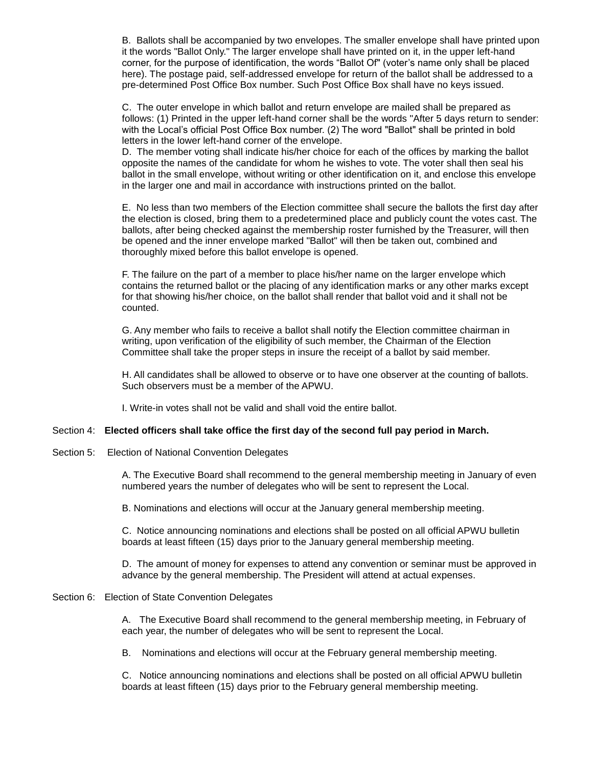B. Ballots shall be accompanied by two envelopes. The smaller envelope shall have printed upon it the words "Ballot Only." The larger envelope shall have printed on it, in the upper left-hand corner, for the purpose of identification, the words "Ballot Of" (voter's name only shall be placed here). The postage paid, self-addressed envelope for return of the ballot shall be addressed to a pre-determined Post Office Box number. Such Post Office Box shall have no keys issued.

C. The outer envelope in which ballot and return envelope are mailed shall be prepared as follows: (1) Printed in the upper left-hand corner shall be the words "After 5 days return to sender: with the Local's official Post Office Box number. (2) The word "Ballot" shall be printed in bold letters in the lower left-hand corner of the envelope.

D. The member voting shall indicate his/her choice for each of the offices by marking the ballot opposite the names of the candidate for whom he wishes to vote. The voter shall then seal his ballot in the small envelope, without writing or other identification on it, and enclose this envelope in the larger one and mail in accordance with instructions printed on the ballot.

E. No less than two members of the Election committee shall secure the ballots the first day after the election is closed, bring them to a predetermined place and publicly count the votes cast. The ballots, after being checked against the membership roster furnished by the Treasurer, will then be opened and the inner envelope marked "Ballot" will then be taken out, combined and thoroughly mixed before this ballot envelope is opened.

F. The failure on the part of a member to place his/her name on the larger envelope which contains the returned ballot or the placing of any identification marks or any other marks except for that showing his/her choice, on the ballot shall render that ballot void and it shall not be counted.

G. Any member who fails to receive a ballot shall notify the Election committee chairman in writing, upon verification of the eligibility of such member, the Chairman of the Election Committee shall take the proper steps in insure the receipt of a ballot by said member.

H. All candidates shall be allowed to observe or to have one observer at the counting of ballots. Such observers must be a member of the APWU.

I. Write-in votes shall not be valid and shall void the entire ballot.

Section 4: **Elected officers shall take office the first day of the second full pay period in March.**

Section 5: Election of National Convention Delegates

A. The Executive Board shall recommend to the general membership meeting in January of even numbered years the number of delegates who will be sent to represent the Local.

B. Nominations and elections will occur at the January general membership meeting.

C. Notice announcing nominations and elections shall be posted on all official APWU bulletin boards at least fifteen (15) days prior to the January general membership meeting.

D. The amount of money for expenses to attend any convention or seminar must be approved in advance by the general membership. The President will attend at actual expenses.

Section 6: Election of State Convention Delegates

A. The Executive Board shall recommend to the general membership meeting, in February of each year, the number of delegates who will be sent to represent the Local.

B. Nominations and elections will occur at the February general membership meeting.

C. Notice announcing nominations and elections shall be posted on all official APWU bulletin boards at least fifteen (15) days prior to the February general membership meeting.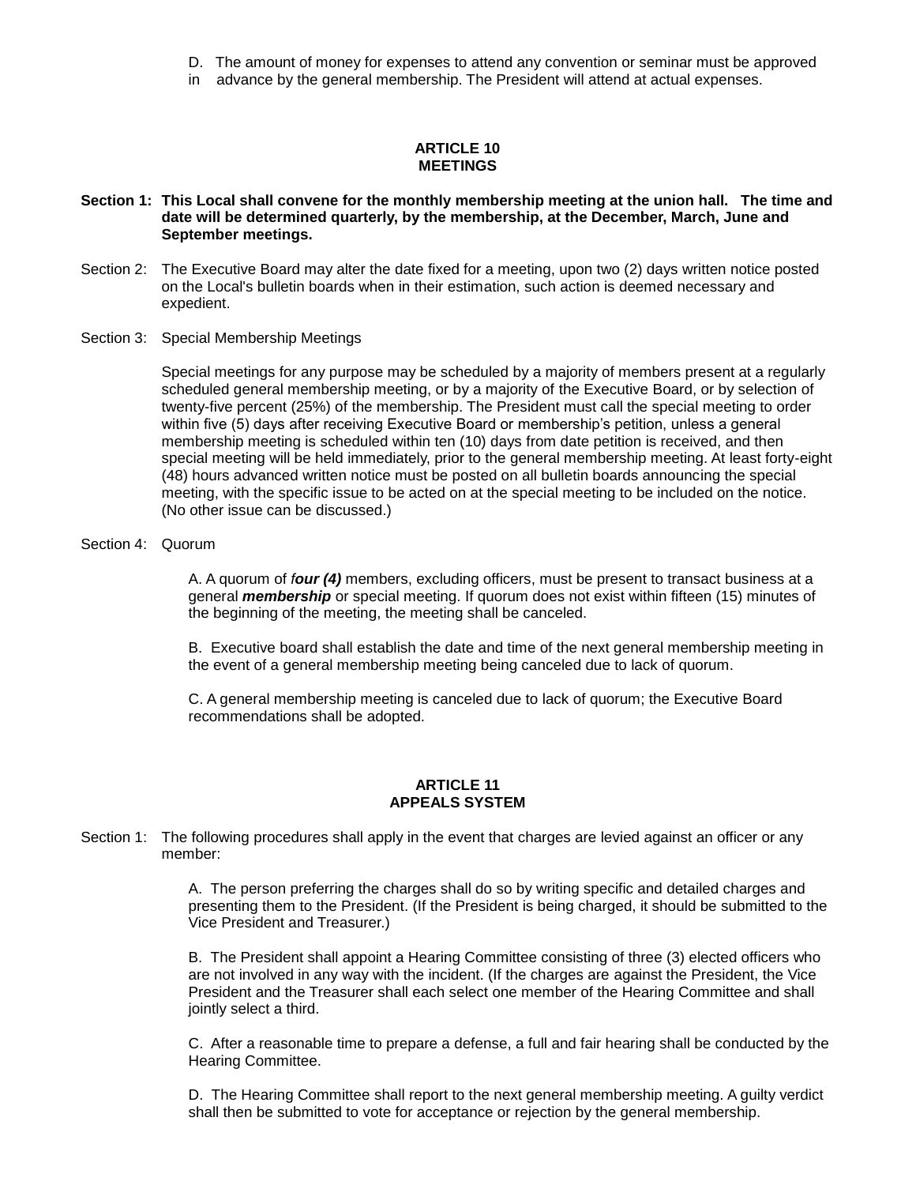D. The amount of money for expenses to attend any convention or seminar must be approved in advance by the general membership. The President will attend at actual expenses.

## ARTICLE 10
## MEETINGS

**Section 1: This Local shall convene for the monthly membership meeting at the union hall. The time and date will be determined quarterly, by the membership, at the December, March, June and September meetings.**

Section 2: The Executive Board may alter the date fixed for a meeting, upon two (2) days written notice posted on the Local's bulletin boards when in their estimation, such action is deemed necessary and expedient.

Section 3: Special Membership Meetings

Special meetings for any purpose may be scheduled by a majority of members present at a regularly scheduled general membership meeting, or by a majority of the Executive Board, or by selection of twenty-five percent (25%) of the membership. The President must call the special meeting to order within five (5) days after receiving Executive Board or membership's petition, unless a general membership meeting is scheduled within ten (10) days from date petition is received, and then special meeting will be held immediately, prior to the general membership meeting. At least forty-eight (48) hours advanced written notice must be posted on all bulletin boards announcing the special meeting, with the specific issue to be acted on at the special meeting to be included on the notice. (No other issue can be discussed.)

Section 4: Quorum

A. A quorum of *f**our (4)*** members, excluding officers, must be present to transact business at a general ***membership*** or special meeting. If quorum does not exist within fifteen (15) minutes of the beginning of the meeting, the meeting shall be canceled.

B. Executive board shall establish the date and time of the next general membership meeting in the event of a general membership meeting being canceled due to lack of quorum.

C. A general membership meeting is canceled due to lack of quorum; the Executive Board recommendations shall be adopted.

## ARTICLE 11
## APPEALS SYSTEM

Section 1: The following procedures shall apply in the event that charges are levied against an officer or any member:

A. The person preferring the charges shall do so by writing specific and detailed charges and presenting them to the President. (If the President is being charged, it should be submitted to the Vice President and Treasurer.)

B. The President shall appoint a Hearing Committee consisting of three (3) elected officers who are not involved in any way with the incident. (If the charges are against the President, the Vice President and the Treasurer shall each select one member of the Hearing Committee and shall jointly select a third.

C. After a reasonable time to prepare a defense, a full and fair hearing shall be conducted by the Hearing Committee.

D. The Hearing Committee shall report to the next general membership meeting. A guilty verdict shall then be submitted to vote for acceptance or rejection by the general membership.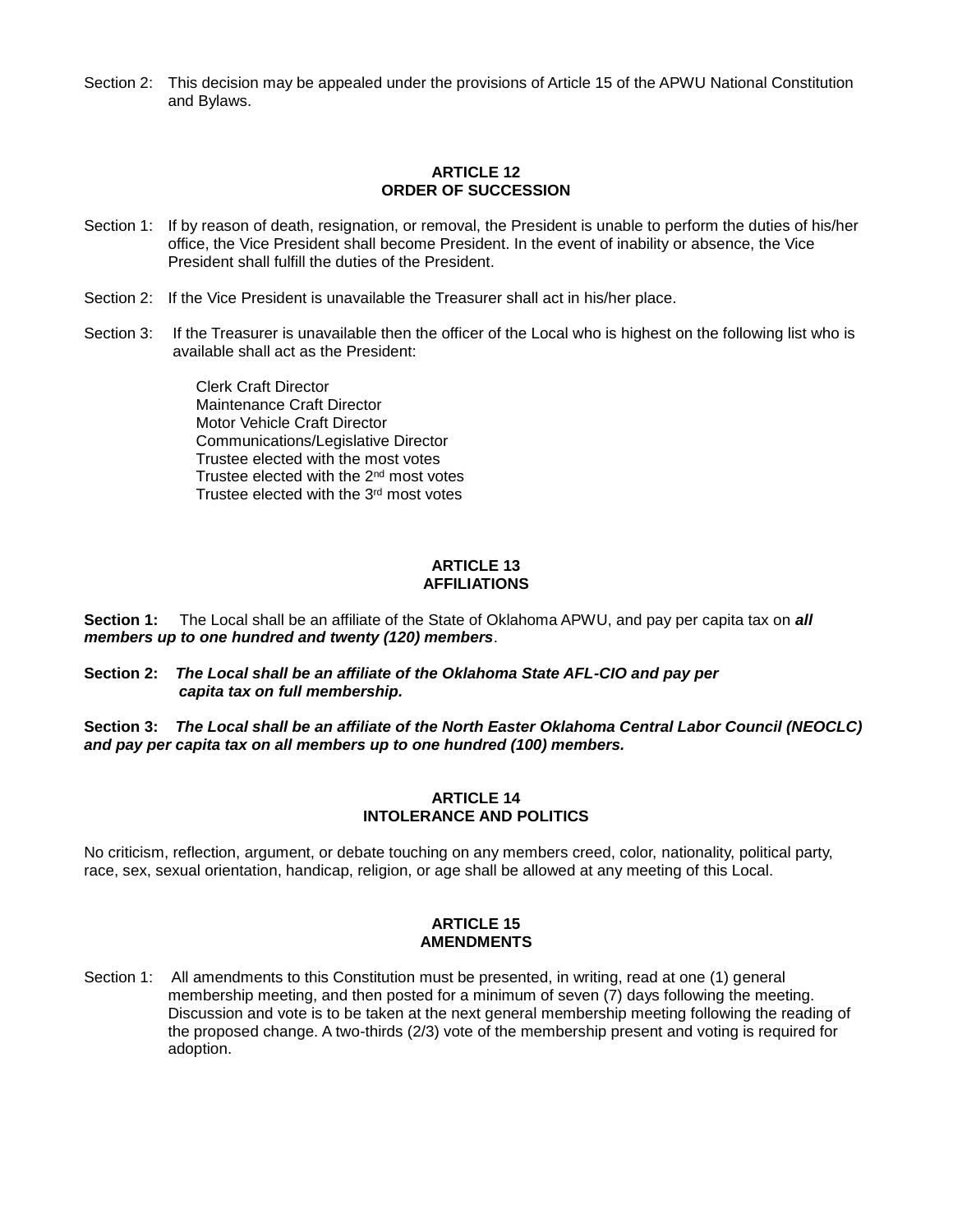Section 2: This decision may be appealed under the provisions of Article 15 of the APWU National Constitution and Bylaws.

## ARTICLE 12
## ORDER OF SUCCESSION

Section 1: If by reason of death, resignation, or removal, the President is unable to perform the duties of his/her office, the Vice President shall become President. In the event of inability or absence, the Vice President shall fulfill the duties of the President.

Section 2: If the Vice President is unavailable the Treasurer shall act in his/her place.

Section 3: If the Treasurer is unavailable then the officer of the Local who is highest on the following list who is available shall act as the President:

Clerk Craft Director
Maintenance Craft Director
Motor Vehicle Craft Director
Communications/Legislative Director
Trustee elected with the most votes
Trustee elected with the 2nd most votes
Trustee elected with the 3rd most votes

## ARTICLE 13
## AFFILIATIONS

**Section 1:** The Local shall be an affiliate of the State of Oklahoma APWU, and pay per capita tax on ***all members up to one hundred and twenty (120) members***.

**Section 2:** ***The Local shall be an affiliate of the Oklahoma State AFL-CIO and pay per capita tax on full membership.***

**Section 3:** ***The Local shall be an affiliate of the North Easter Oklahoma Central Labor Council (NEOCLC) and pay per capita tax on all members up to one hundred (100) members.***

## ARTICLE 14
## INTOLERANCE AND POLITICS

No criticism, reflection, argument, or debate touching on any members creed, color, nationality, political party, race, sex, sexual orientation, handicap, religion, or age shall be allowed at any meeting of this Local.

## ARTICLE 15
## AMENDMENTS

Section 1: All amendments to this Constitution must be presented, in writing, read at one (1) general membership meeting, and then posted for a minimum of seven (7) days following the meeting. Discussion and vote is to be taken at the next general membership meeting following the reading of the proposed change. A two-thirds (2/3) vote of the membership present and voting is required for adoption.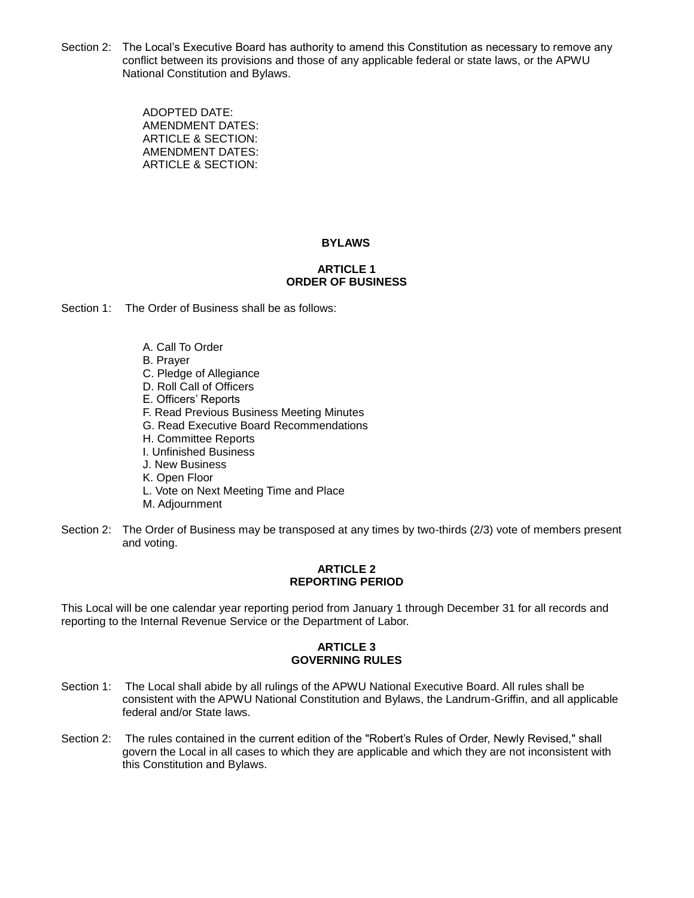Section 2: The Local's Executive Board has authority to amend this Constitution as necessary to remove any conflict between its provisions and those of any applicable federal or state laws, or the APWU National Constitution and Bylaws.

ADOPTED DATE:
AMENDMENT DATES:
ARTICLE & SECTION:
AMENDMENT DATES:
ARTICLE & SECTION:

# BYLAWS

## ARTICLE 1
## ORDER OF BUSINESS

Section 1: The Order of Business shall be as follows:

A. Call To Order
B. Prayer
C. Pledge of Allegiance
D. Roll Call of Officers
E. Officers' Reports
F. Read Previous Business Meeting Minutes
G. Read Executive Board Recommendations
H. Committee Reports
I. Unfinished Business
J. New Business
K. Open Floor
L. Vote on Next Meeting Time and Place
M. Adjournment

Section 2: The Order of Business may be transposed at any times by two-thirds (2/3) vote of members present and voting.

## ARTICLE 2
## REPORTING PERIOD

This Local will be one calendar year reporting period from January 1 through December 31 for all records and reporting to the Internal Revenue Service or the Department of Labor.

## ARTICLE 3
## GOVERNING RULES

Section 1: The Local shall abide by all rulings of the APWU National Executive Board. All rules shall be consistent with the APWU National Constitution and Bylaws, the Landrum-Griffin, and all applicable federal and/or State laws.

Section 2: The rules contained in the current edition of the "Robert's Rules of Order, Newly Revised," shall govern the Local in all cases to which they are applicable and which they are not inconsistent with this Constitution and Bylaws.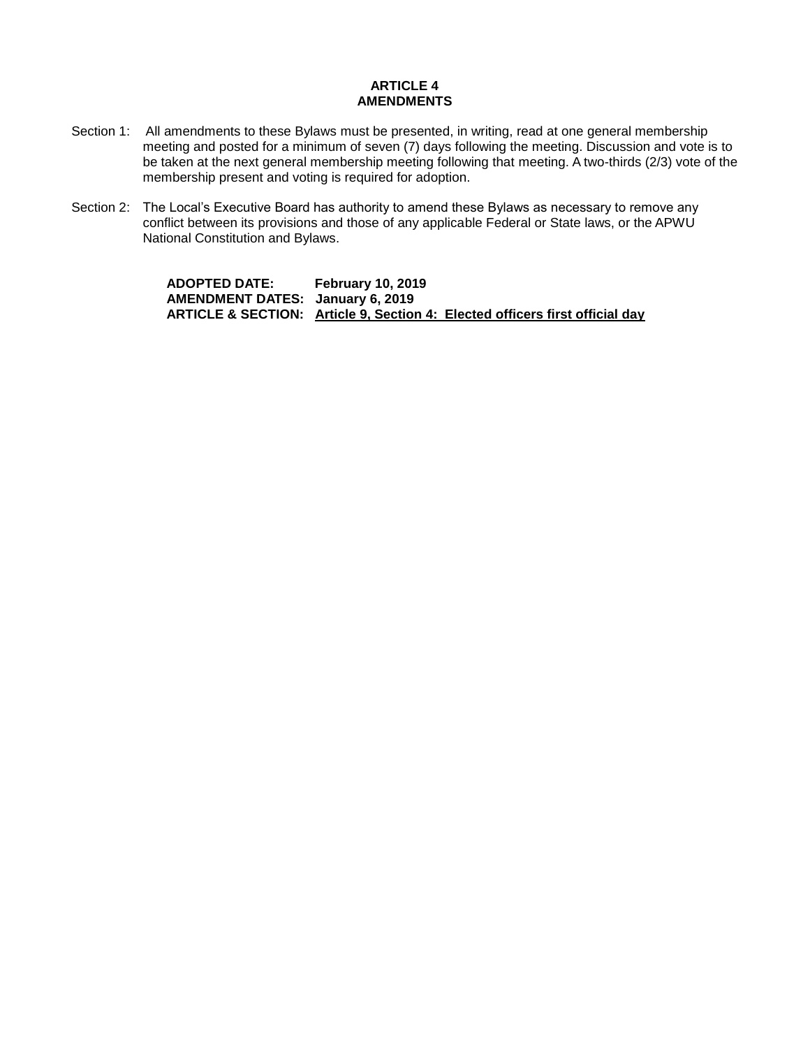## ARTICLE 4
## AMENDMENTS

Section 1: All amendments to these Bylaws must be presented, in writing, read at one general membership meeting and posted for a minimum of seven (7) days following the meeting. Discussion and vote is to be taken at the next general membership meeting following that meeting. A two-thirds (2/3) vote of the membership present and voting is required for adoption.

Section 2: The Local's Executive Board has authority to amend these Bylaws as necessary to remove any conflict between its provisions and those of any applicable Federal or State laws, or the APWU National Constitution and Bylaws.

**ADOPTED DATE: February 10, 2019**
**AMENDMENT DATES: January 6, 2019**
**ARTICLE & SECTION: Article 9, Section 4: Elected officers first official day**